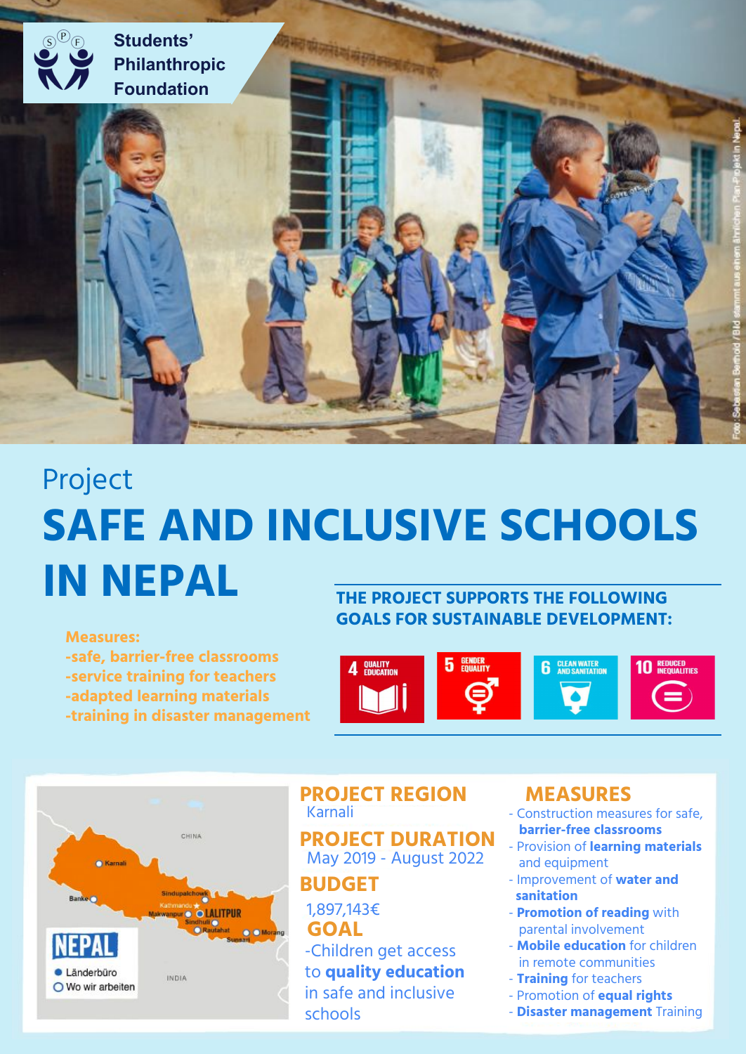Students' Philanthropic Foundation

Project

# SAFE AND INCLUSIVE SCHOOLS IN NEPAL

**Measures:**

- safe, barrier-free classrooms
- service training for teachers
- adapted learning materials
- training in disaster management

**THE PROJECT SUPPORTS THE FOLLOWING GOALS FOR SUSTAINABLE DEVELOPMENT:**

4 QUALITY EDUCATION | 5 GENDER EQUALITY | 6 CLEAN WATER AND SANITATION | 10 REDUCED INEQUALITIES

## PROJECT REGION

Karnali

## PROJECT DURATION

May 2019 - August 2022

## BUDGET

1,897,143€

## GOAL

-Children get access to **quality education** in safe and inclusive schools

## MEASURES

- Construction measures for safe, **barrier-free classrooms**
- Provision of **learning materials** and equipment
- Improvement of **water and sanitation**
- **Promotion of reading** with parental involvement
- **Mobile education** for children in remote communities
- **Training** for teachers
- Promotion of **equal rights**
- **Disaster management** Training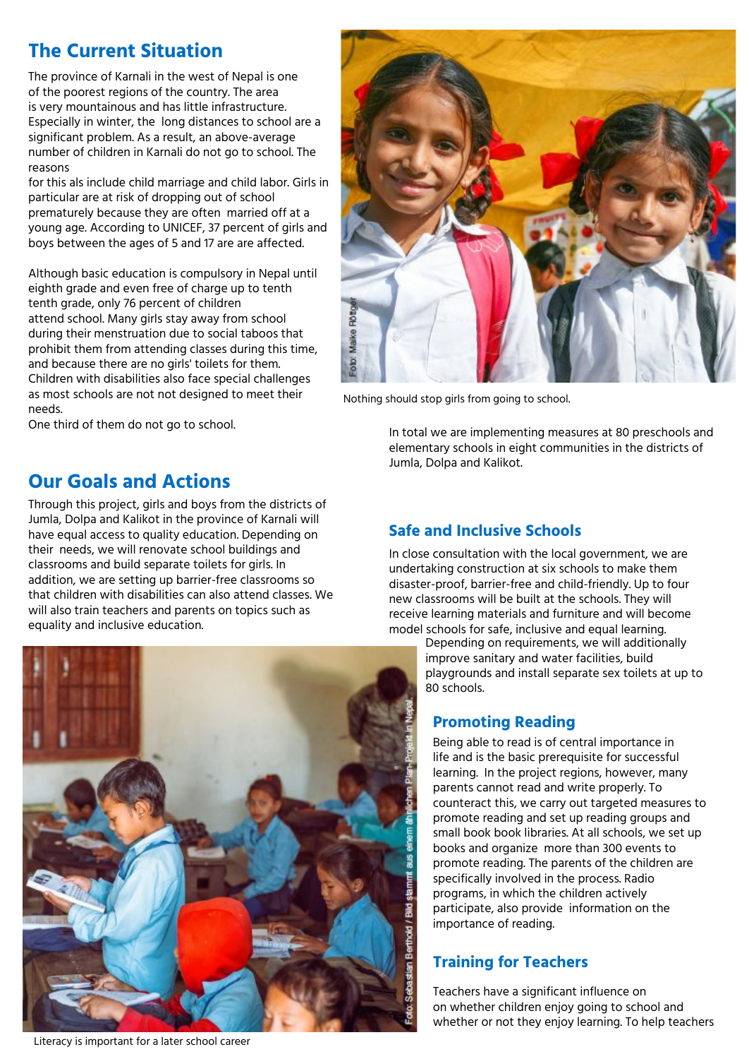## The Current Situation

The province of Karnali in the west of Nepal is one of the poorest regions of the country. The area is very mountainous and has little infrastructure. Especially in winter, the long distances to school are a significant problem. As a result, an above-average number of children in Karnali do not go to school. The reasons
for this als include child marriage and child labor. Girls in particular are at risk of dropping out of school prematurely because they are often married off at a young age. According to UNICEF, 37 percent of girls and boys between the ages of 5 and 17 are are affected.

Although basic education is compulsory in Nepal until eighth grade and even free of charge up to tenth tenth grade, only 76 percent of children attend school. Many girls stay away from school during their menstruation due to social taboos that prohibit them from attending classes during this time, and because there are no girls' toilets for them. Children with disabilities also face special challenges as most schools are not not designed to meet their needs.
One third of them do not go to school.

Nothing should stop girls from going to school.

In total we are implementing measures at 80 preschools and elementary schools in eight communities in the districts of Jumla, Dolpa and Kalikot.

## Our Goals and Actions

Through this project, girls and boys from the districts of Jumla, Dolpa and Kalikot in the province of Karnali will have equal access to quality education. Depending on their needs, we will renovate school buildings and classrooms and build separate toilets for girls. In addition, we are setting up barrier-free classrooms so that children with disabilities can also attend classes. We will also train teachers and parents on topics such as equality and inclusive education.

Literacy is important for a later school career

### Safe and Inclusive Schools

In close consultation with the local government, we are undertaking construction at six schools to make them disaster-proof, barrier-free and child-friendly. Up to four new classrooms will be built at the schools. They will receive learning materials and furniture and will become model schools for safe, inclusive and equal learning. Depending on requirements, we will additionally improve sanitary and water facilities, build playgrounds and install separate sex toilets at up to 80 schools.

### Promoting Reading

Being able to read is of central importance in life and is the basic prerequisite for successful learning. In the project regions, however, many parents cannot read and write properly. To counteract this, we carry out targeted measures to promote reading and set up reading groups and small book book libraries. At all schools, we set up books and organize more than 300 events to promote reading. The parents of the children are specifically involved in the process. Radio programs, in which the children actively participate, also provide information on the importance of reading.

### Training for Teachers

Teachers have a significant influence on on whether children enjoy going to school and whether or not they enjoy learning. To help teachers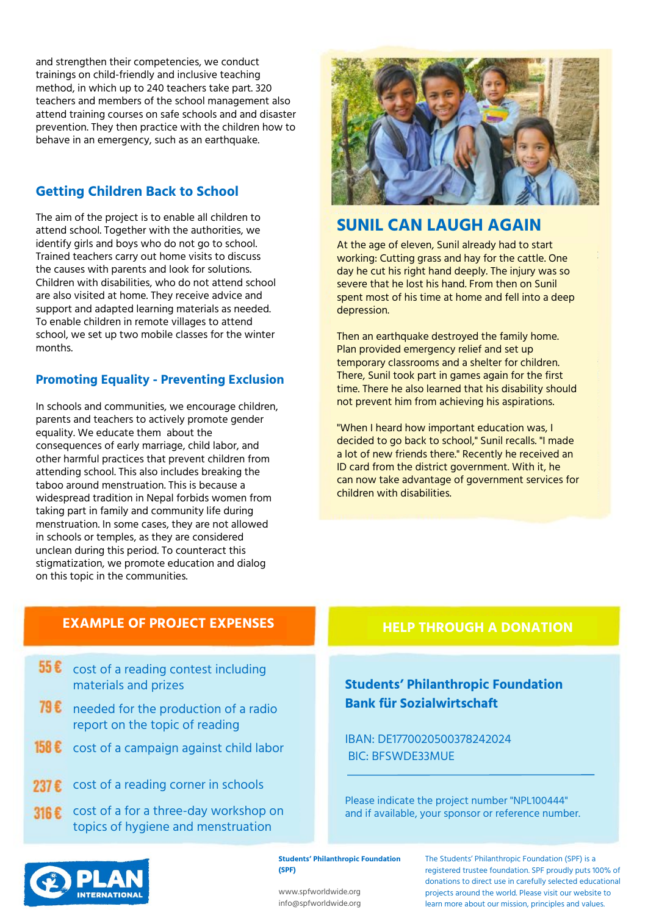and strengthen their competencies, we conduct trainings on child-friendly and inclusive teaching method, in which up to 240 teachers take part. 320 teachers and members of the school management also attend training courses on safe schools and and disaster prevention. They then practice with the children how to behave in an emergency, such as an earthquake.

## Getting Children Back to School

The aim of the project is to enable all children to attend school. Together with the authorities, we identify girls and boys who do not go to school. Trained teachers carry out home visits to discuss the causes with parents and look for solutions. Children with disabilities, who do not attend school are also visited at home. They receive advice and support and adapted learning materials as needed. To enable children in remote villages to attend school, we set up two mobile classes for the winter months.

## Promoting Equality - Preventing Exclusion

In schools and communities, we encourage children, parents and teachers to actively promote gender equality. We educate them about the consequences of early marriage, child labor, and other harmful practices that prevent children from attending school. This also includes breaking the taboo around menstruation. This is because a widespread tradition in Nepal forbids women from taking part in family and community life during menstruation. In some cases, they are not allowed in schools or temples, as they are considered unclean during this period. To counteract this stigmatization, we promote education and dialog on this topic in the communities.

## SUNIL CAN LAUGH AGAIN

At the age of eleven, Sunil already had to start working: Cutting grass and hay for the cattle. One day he cut his right hand deeply. The injury was so severe that he lost his hand. From then on Sunil spent most of his time at home and fell into a deep depression.

Then an earthquake destroyed the family home. Plan provided emergency relief and set up temporary classrooms and a shelter for children. There, Sunil took part in games again for the first time. There he also learned that his disability should not prevent him from achieving his aspirations.

"When I heard how important education was, I decided to go back to school," Sunil recalls. "I made a lot of new friends there." Recently he received an ID card from the district government. With it, he can now take advantage of government services for children with disabilities.

## EXAMPLE OF PROJECT EXPENSES

- **55 €** cost of a reading contest including materials and prizes
- **79 €** needed for the production of a radio report on the topic of reading
- **158 €** cost of a campaign against child labor
- **237 €** cost of a reading corner in schools
- **316 €** cost of a for a three-day workshop on topics of hygiene and menstruation

## HELP THROUGH A DONATION

**Students' Philanthropic Foundation**
**Bank für Sozialwirtschaft**

IBAN: DE17700205003782420​24
BIC: BFSWDE33MUE

Please indicate the project number "NPL100444" and if available, your sponsor or reference number.

PLAN INTERNATIONAL

**Students' Philanthropic Foundation (SPF)**

www.spfworldwide.org
info@spfworldwide.org

The Students' Philanthropic Foundation (SPF) is a registered trustee foundation. SPF proudly puts 100% of donations to direct use in carefully selected educational projects around the world. Please visit our website to learn more about our mission, principles and values.